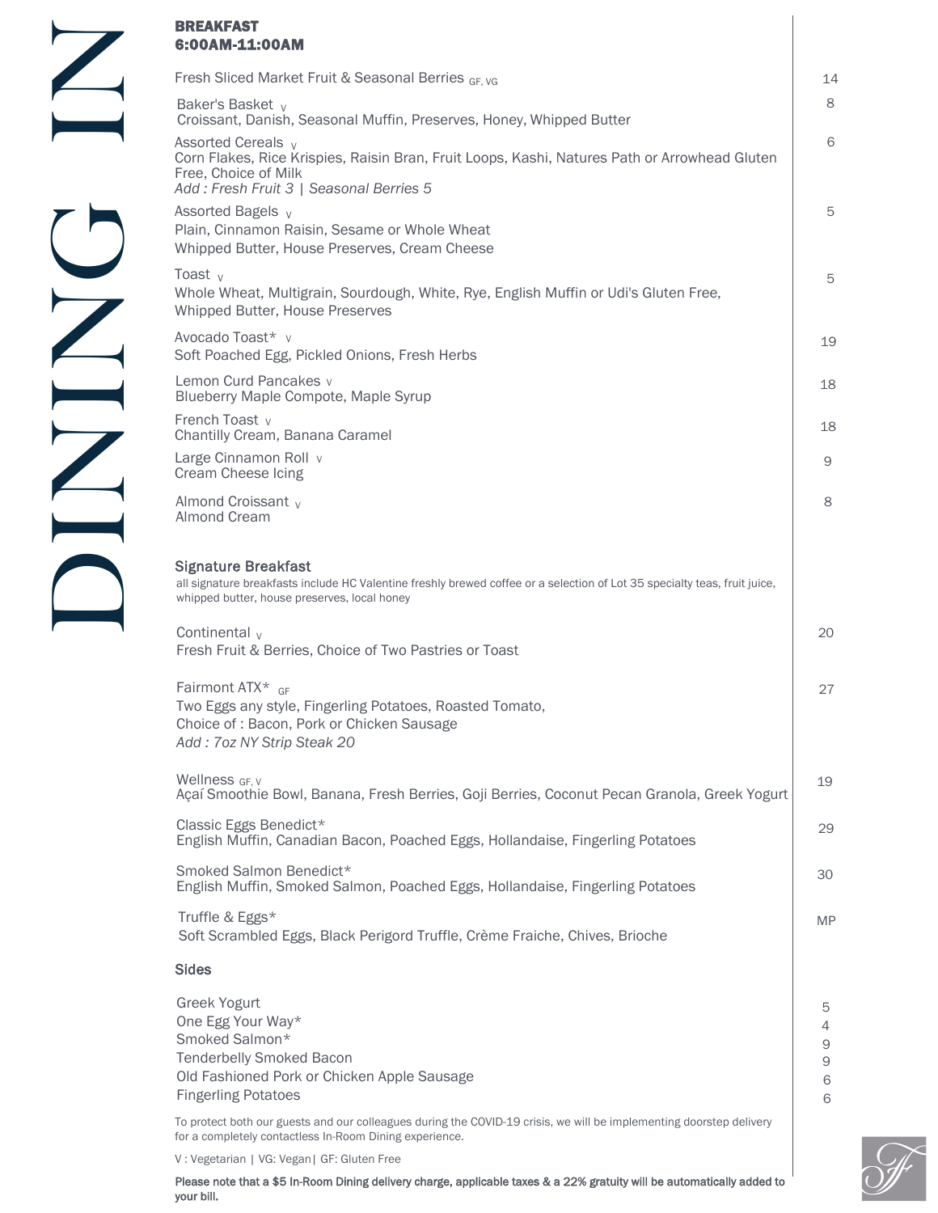# DINING IN

## BREAKFAST
## 6:00AM-11:00AM

Fresh Sliced Market Fruit & Seasonal Berries GF, VG — 14

Baker's Basket V — 8
Croissant, Danish, Seasonal Muffin, Preserves, Honey, Whipped Butter

Assorted Cereals V — 6
Corn Flakes, Rice Krispies, Raisin Bran, Fruit Loops, Kashi, Natures Path or Arrowhead Gluten Free, Choice of Milk
*Add : Fresh Fruit 3 | Seasonal Berries 5*

Assorted Bagels V — 5
Plain, Cinnamon Raisin, Sesame or Whole Wheat
Whipped Butter, House Preserves, Cream Cheese

Toast V — 5
Whole Wheat, Multigrain, Sourdough, White, Rye, English Muffin or Udi's Gluten Free,
Whipped Butter, House Preserves

Avocado Toast* V — 19
Soft Poached Egg, Pickled Onions, Fresh Herbs

Lemon Curd Pancakes V — 18
Blueberry Maple Compote, Maple Syrup

French Toast V — 18
Chantilly Cream, Banana Caramel

Large Cinnamon Roll V — 9
Cream Cheese Icing

Almond Croissant V — 8
Almond Cream

### Signature Breakfast

all signature breakfasts include HC Valentine freshly brewed coffee or a selection of Lot 35 specialty teas, fruit juice, whipped butter, house preserves, local honey

Continental V — 20
Fresh Fruit & Berries, Choice of Two Pastries or Toast

Fairmont ATX* GF — 27
Two Eggs any style, Fingerling Potatoes, Roasted Tomato,
Choice of : Bacon, Pork or Chicken Sausage
*Add : 7oz NY Strip Steak 20*

Wellness GF, V — 19
Açaí Smoothie Bowl, Banana, Fresh Berries, Goji Berries, Coconut Pecan Granola, Greek Yogurt

Classic Eggs Benedict* — 29
English Muffin, Canadian Bacon, Poached Eggs, Hollandaise, Fingerling Potatoes

Smoked Salmon Benedict* — 30
English Muffin, Smoked Salmon, Poached Eggs, Hollandaise, Fingerling Potatoes

Truffle & Eggs* — MP
Soft Scrambled Eggs, Black Perigord Truffle, Crème Fraiche, Chives, Brioche

### Sides

| Item | Price |
|---|---|
| Greek Yogurt | 5 |
| One Egg Your Way* | 4 |
| Smoked Salmon* | 9 |
| Tenderbelly Smoked Bacon | 9 |
| Old Fashioned Pork or Chicken Apple Sausage | 6 |
| Fingerling Potatoes | 6 |

To protect both our guests and our colleagues during the COVID-19 crisis, we will be implementing doorstep delivery for a completely contactless In-Room Dining experience.

V : Vegetarian | VG: Vegan| GF: Gluten Free

**Please note that a $5 In-Room Dining delivery charge, applicable taxes & a 22% gratuity will be automatically added to your bill.**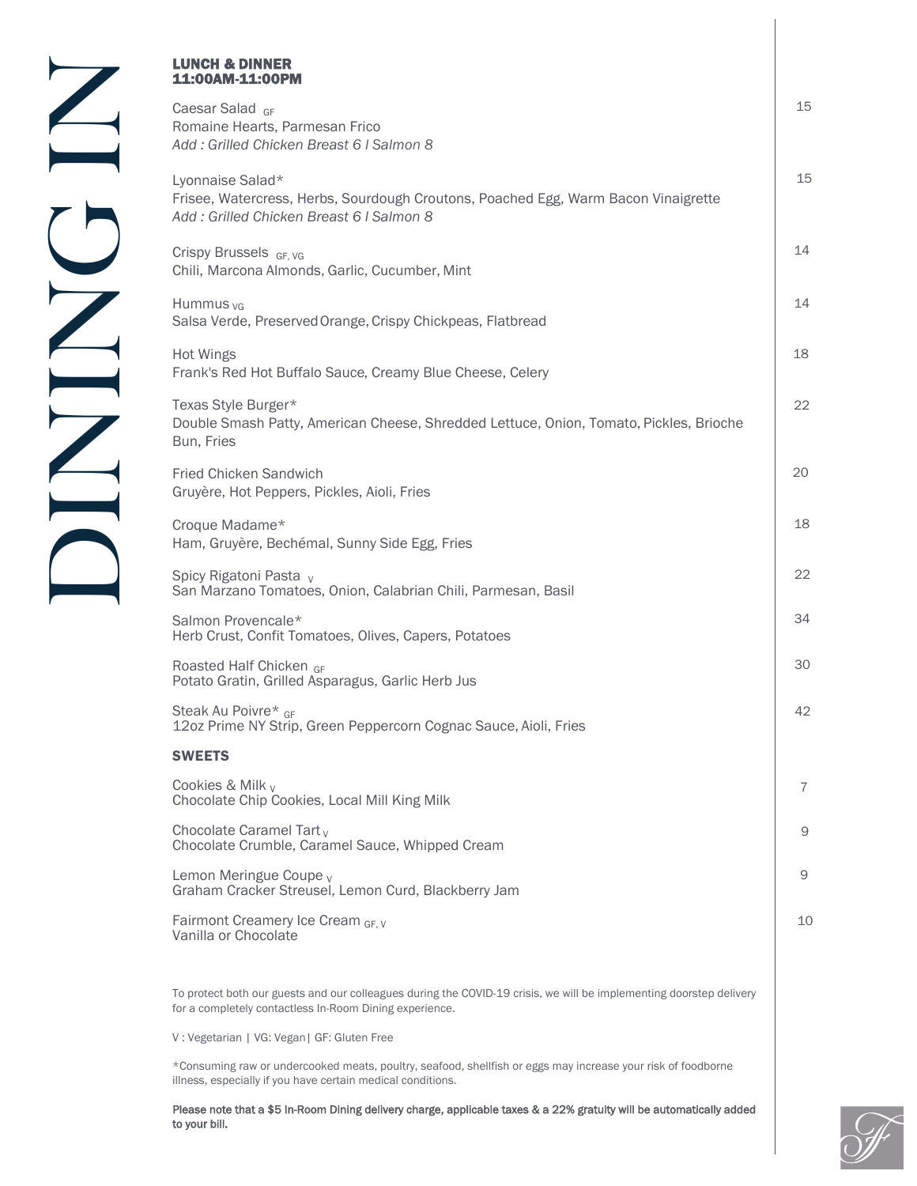# DINING IN

## LUNCH & DINNER 11:00AM-11:00PM

| Item | Price |
|---|---|
| Caesar Salad GF<br>Romaine Hearts, Parmesan Frico<br>*Add : Grilled Chicken Breast 6 l Salmon 8* | 15 |
| Lyonnaise Salad*<br>Frisee, Watercress, Herbs, Sourdough Croutons, Poached Egg, Warm Bacon Vinaigrette<br>*Add : Grilled Chicken Breast 6 l Salmon 8* | 15 |
| Crispy Brussels GF, VG<br>Chili, Marcona Almonds, Garlic, Cucumber, Mint | 14 |
| Hummus VG<br>Salsa Verde, Preserved Orange, Crispy Chickpeas, Flatbread | 14 |
| Hot Wings<br>Frank's Red Hot Buffalo Sauce, Creamy Blue Cheese, Celery | 18 |
| Texas Style Burger*<br>Double Smash Patty, American Cheese, Shredded Lettuce, Onion, Tomato, Pickles, Brioche Bun, Fries | 22 |
| Fried Chicken Sandwich<br>Gruyère, Hot Peppers, Pickles, Aioli, Fries | 20 |
| Croque Madame*<br>Ham, Gruyère, Bechémal, Sunny Side Egg, Fries | 18 |
| Spicy Rigatoni Pasta V<br>San Marzano Tomatoes, Onion, Calabrian Chili, Parmesan, Basil | 22 |
| Salmon Provencale*<br>Herb Crust, Confit Tomatoes, Olives, Capers, Potatoes | 34 |
| Roasted Half Chicken GF<br>Potato Gratin, Grilled Asparagus, Garlic Herb Jus | 30 |
| Steak Au Poivre* GF<br>12oz Prime NY Strip, Green Peppercorn Cognac Sauce, Aioli, Fries | 42 |

## SWEETS

| Item | Price |
|---|---|
| Cookies & Milk V<br>Chocolate Chip Cookies, Local Mill King Milk | 7 |
| Chocolate Caramel Tart V<br>Chocolate Crumble, Caramel Sauce, Whipped Cream | 9 |
| Lemon Meringue Coupe V<br>Graham Cracker Streusel, Lemon Curd, Blackberry Jam | 9 |
| Fairmont Creamery Ice Cream GF, V<br>Vanilla or Chocolate | 10 |

To protect both our guests and our colleagues during the COVID-19 crisis, we will be implementing doorstep delivery for a completely contactless In-Room Dining experience.

V : Vegetarian | VG: Vegan| GF: Gluten Free

*Consuming raw or undercooked meats, poultry, seafood, shellfish or eggs may increase your risk of foodborne illness, especially if you have certain medical conditions.

**Please note that a $5 In-Room Dining delivery charge, applicable taxes & a 22% gratuity will be automatically added to your bill.**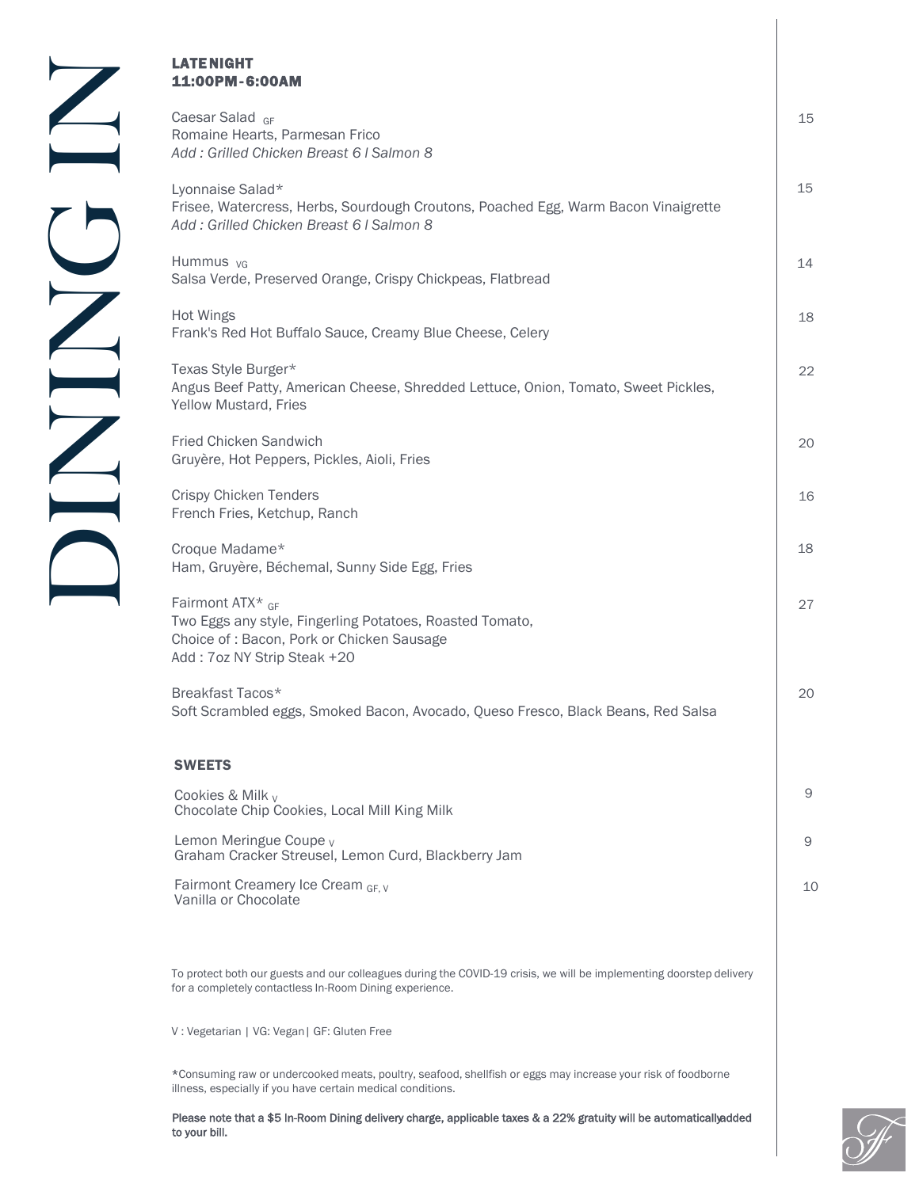# DINING IN

## LATE NIGHT
## 11:00PM-6:00AM

Caesar Salad GF — 15
Romaine Hearts, Parmesan Frico
*Add : Grilled Chicken Breast 6 l Salmon 8*

Lyonnaise Salad* — 15
Frisee, Watercress, Herbs, Sourdough Croutons, Poached Egg, Warm Bacon Vinaigrette
*Add : Grilled Chicken Breast 6 l Salmon 8*

Hummus VG — 14
Salsa Verde, Preserved Orange, Crispy Chickpeas, Flatbread

Hot Wings — 18
Frank's Red Hot Buffalo Sauce, Creamy Blue Cheese, Celery

Texas Style Burger* — 22
Angus Beef Patty, American Cheese, Shredded Lettuce, Onion, Tomato, Sweet Pickles, Yellow Mustard, Fries

Fried Chicken Sandwich — 20
Gruyère, Hot Peppers, Pickles, Aioli, Fries

Crispy Chicken Tenders — 16
French Fries, Ketchup, Ranch

Croque Madame* — 18
Ham, Gruyère, Béchemal, Sunny Side Egg, Fries

Fairmont ATX* GF — 27
Two Eggs any style, Fingerling Potatoes, Roasted Tomato,
Choice of : Bacon, Pork or Chicken Sausage
Add : 7oz NY Strip Steak +20

Breakfast Tacos* — 20
Soft Scrambled eggs, Smoked Bacon, Avocado, Queso Fresco, Black Beans, Red Salsa

## SWEETS

Cookies & Milk V — 9
Chocolate Chip Cookies, Local Mill King Milk

Lemon Meringue Coupe V — 9
Graham Cracker Streusel, Lemon Curd, Blackberry Jam

Fairmont Creamery Ice Cream GF, V — 10
Vanilla or Chocolate

To protect both our guests and our colleagues during the COVID-19 crisis, we will be implementing doorstep delivery for a completely contactless In-Room Dining experience.

V : Vegetarian | VG: Vegan| GF: Gluten Free

*Consuming raw or undercooked meats, poultry, seafood, shellfish or eggs may increase your risk of foodborne illness, especially if you have certain medical conditions.

**Please note that a $5 In-Room Dining delivery charge, applicable taxes & a 22% gratuity will be automaticallyadded to your bill.**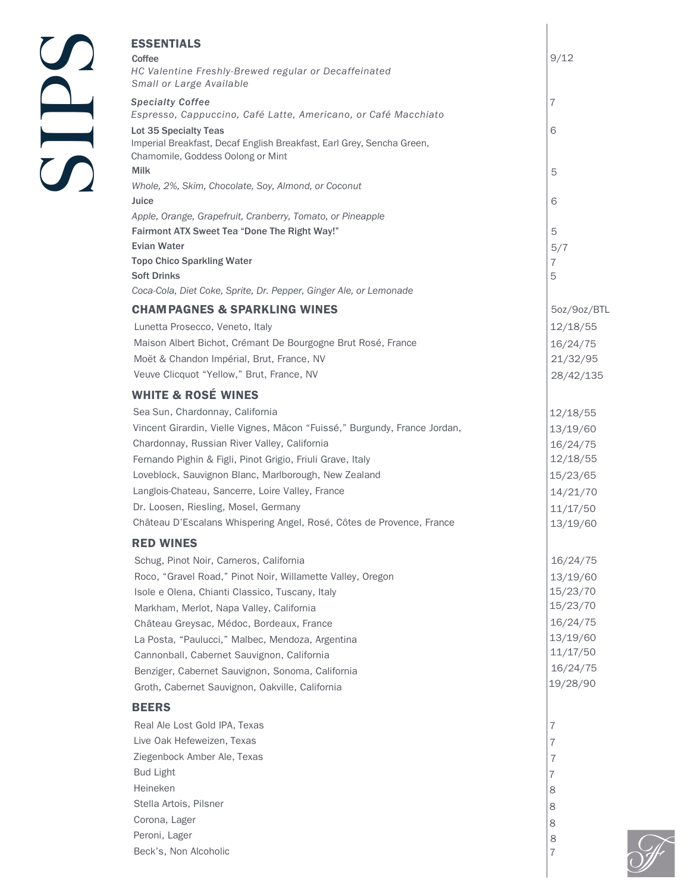# SIPS

## ESSENTIALS

**Coffee** — 9/12
*HC Valentine Freshly-Brewed regular or Decaffeinated*
*Small or Large Available*

***Specialty Coffee*** — 7
*Espresso, Cappuccino, Café Latte, Americano, or Café Macchiato*

**Lot 35 Specialty Teas** — 6
Imperial Breakfast, Decaf English Breakfast, Earl Grey, Sencha Green, Chamomile, Goddess Oolong or Mint

**Milk** — 5
*Whole, 2%, Skim, Chocolate, Soy, Almond, or Coconut*

**Juice** — 6
*Apple, Orange, Grapefruit, Cranberry, Tomato, or Pineapple*

**Fairmont ATX Sweet Tea "Done The Right Way!"** — 5

**Evian Water** — 5/7

**Topo Chico Sparkling Water** — 7

**Soft Drinks** — 5
*Coca-Cola, Diet Coke, Sprite, Dr. Pepper, Ginger Ale, or Lemonade*

## CHAMPAGNES & SPARKLING WINES

| | 5oz/9oz/BTL |
|---|---|
| Lunetta Prosecco, Veneto, Italy | 12/18/55 |
| Maison Albert Bichot, Crémant De Bourgogne Brut Rosé, France | 16/24/75 |
| Moët & Chandon Impérial, Brut, France, NV | 21/32/95 |
| Veuve Clicquot "Yellow," Brut, France, NV | 28/42/135 |

## WHITE & ROSÉ WINES

| | |
|---|---|
| Sea Sun, Chardonnay, California | 12/18/55 |
| Vincent Girardin, Vielle Vignes, Mâcon "Fuissé," Burgundy, France Jordan, | 13/19/60 |
| Chardonnay, Russian River Valley, California | 16/24/75 |
| Fernando Pighin & Figli, Pinot Grigio, Friuli Grave, Italy | 12/18/55 |
| Loveblock, Sauvignon Blanc, Marlborough, New Zealand | 15/23/65 |
| Langlois-Chateau, Sancerre, Loire Valley, France | 14/21/70 |
| Dr. Loosen, Riesling, Mosel, Germany | 11/17/50 |
| Château D'Escalans Whispering Angel, Rosé, Côtes de Provence, France | 13/19/60 |

## RED WINES

| | |
|---|---|
| Schug, Pinot Noir, Carneros, California | 16/24/75 |
| Roco, "Gravel Road," Pinot Noir, Willamette Valley, Oregon | 13/19/60 |
| Isole e Olena, Chianti Classico, Tuscany, Italy | 15/23/70 |
| Markham, Merlot, Napa Valley, California | 15/23/70 |
| Château Greysac, Médoc, Bordeaux, France | 16/24/75 |
| La Posta, "Paulucci," Malbec, Mendoza, Argentina | 13/19/60 |
| Cannonball, Cabernet Sauvignon, California | 11/17/50 |
| Benziger, Cabernet Sauvignon, Sonoma, California | 16/24/75 |
| Groth, Cabernet Sauvignon, Oakville, California | 19/28/90 |

## BEERS

| | |
|---|---|
| Real Ale Lost Gold IPA, Texas | 7 |
| Live Oak Hefeweizen, Texas | 7 |
| Ziegenbock Amber Ale, Texas | 7 |
| Bud Light | 7 |
| Heineken | 8 |
| Stella Artois, Pilsner | 8 |
| Corona, Lager | 8 |
| Peroni, Lager | 8 |
| Beck's, Non Alcoholic | 7 |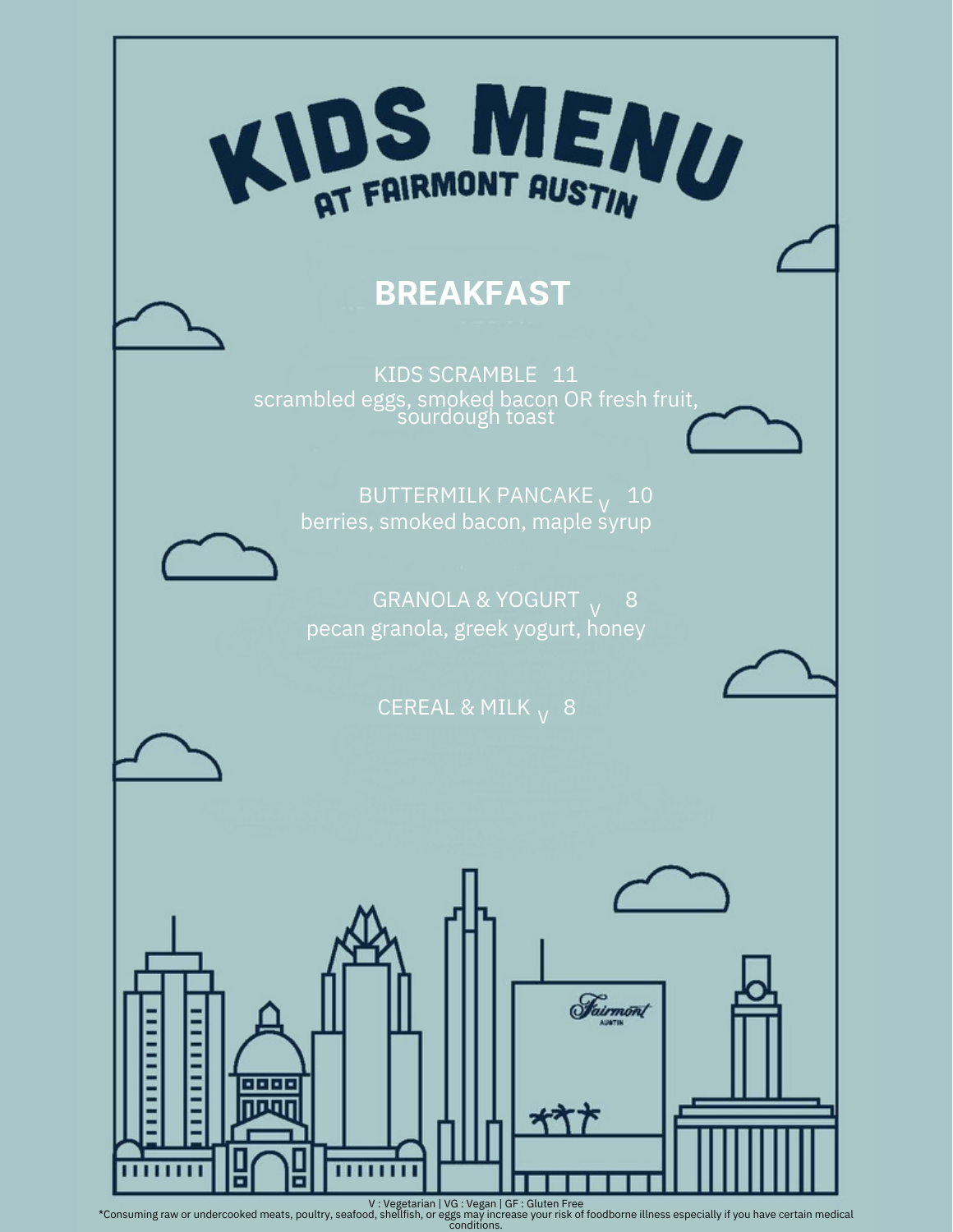# KIDS MENU

## AT FAIRMONT AUSTIN

## BREAKFAST

KIDS SCRAMBLE 11
scrambled eggs, smoked bacon OR fresh fruit, sourdough toast

BUTTERMILK PANCAKE V 10
berries, smoked bacon, maple syrup

GRANOLA & YOGURT V 8
pecan granola, greek yogurt, honey

CEREAL & MILK V 8

V : Vegetarian | VG : Vegan | GF : Gluten Free
*Consuming raw or undercooked meats, poultry, seafood, shellfish, or eggs may increase your risk of foodborne illness especially if you have certain medical conditions.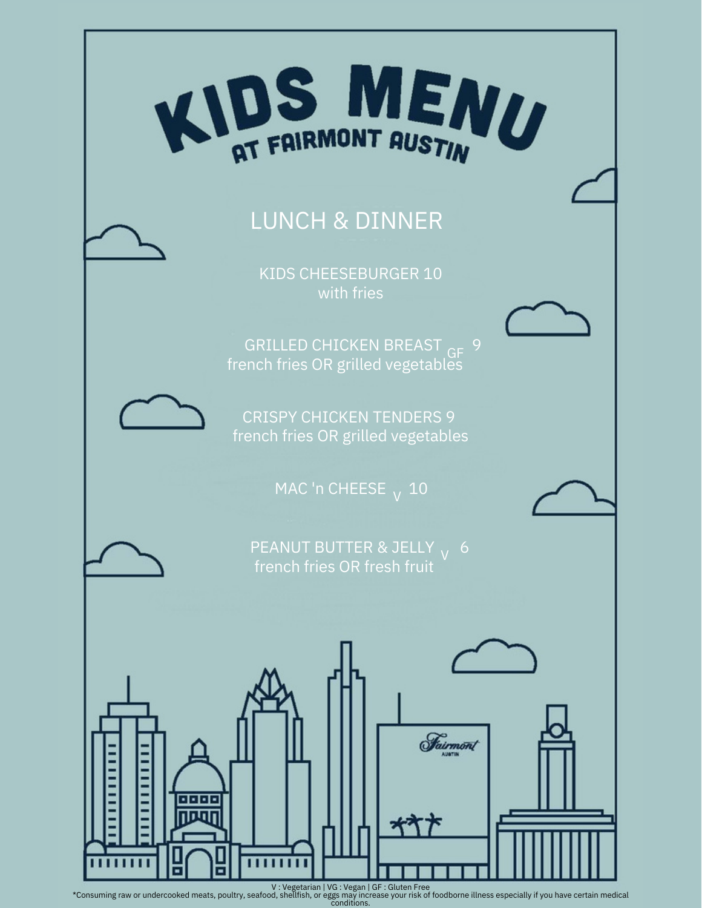# KIDS MENU

## AT FAIRMONT AUSTIN

### LUNCH & DINNER

KIDS CHEESEBURGER 10
with fries

GRILLED CHICKEN BREAST GF 9
french fries OR grilled vegetables

CRISPY CHICKEN TENDERS 9
french fries OR grilled vegetables

MAC 'n CHEESE V 10

PEANUT BUTTER & JELLY V 6
french fries OR fresh fruit

V : Vegetarian | VG : Vegan | GF : Gluten Free

*Consuming raw or undercooked meats, poultry, seafood, shellfish, or eggs may increase your risk of foodborne illness especially if you have certain medical conditions.